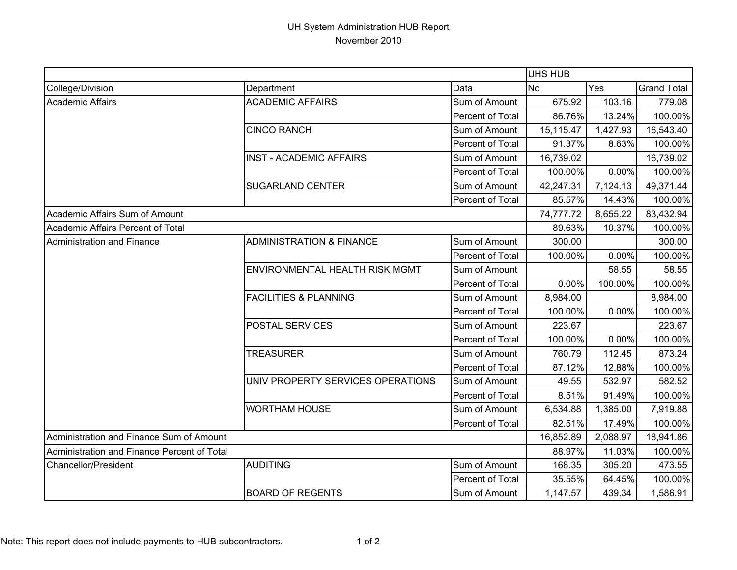# UH System Administration HUB Report

November 2010

| | | | UHS HUB | | |
|---|---|---|---|---|---|
| College/Division | Department | Data | No | Yes | Grand Total |
| Academic Affairs | ACADEMIC AFFAIRS | Sum of Amount | 675.92 | 103.16 | 779.08 |
| | | Percent of Total | 86.76% | 13.24% | 100.00% |
| | CINCO RANCH | Sum of Amount | 15,115.47 | 1,427.93 | 16,543.40 |
| | | Percent of Total | 91.37% | 8.63% | 100.00% |
| | INST - ACADEMIC AFFAIRS | Sum of Amount | 16,739.02 | | 16,739.02 |
| | | Percent of Total | 100.00% | 0.00% | 100.00% |
| | SUGARLAND CENTER | Sum of Amount | 42,247.31 | 7,124.13 | 49,371.44 |
| | | Percent of Total | 85.57% | 14.43% | 100.00% |
| Academic Affairs Sum of Amount | | | 74,777.72 | 8,655.22 | 83,432.94 |
| Academic Affairs Percent of Total | | | 89.63% | 10.37% | 100.00% |
| Administration and Finance | ADMINISTRATION & FINANCE | Sum of Amount | 300.00 | | 300.00 |
| | | Percent of Total | 100.00% | 0.00% | 100.00% |
| | ENVIRONMENTAL HEALTH RISK MGMT | Sum of Amount | | 58.55 | 58.55 |
| | | Percent of Total | 0.00% | 100.00% | 100.00% |
| | FACILITIES & PLANNING | Sum of Amount | 8,984.00 | | 8,984.00 |
| | | Percent of Total | 100.00% | 0.00% | 100.00% |
| | POSTAL SERVICES | Sum of Amount | 223.67 | | 223.67 |
| | | Percent of Total | 100.00% | 0.00% | 100.00% |
| | TREASURER | Sum of Amount | 760.79 | 112.45 | 873.24 |
| | | Percent of Total | 87.12% | 12.88% | 100.00% |
| | UNIV PROPERTY SERVICES OPERATIONS | Sum of Amount | 49.55 | 532.97 | 582.52 |
| | | Percent of Total | 8.51% | 91.49% | 100.00% |
| | WORTHAM HOUSE | Sum of Amount | 6,534.88 | 1,385.00 | 7,919.88 |
| | | Percent of Total | 82.51% | 17.49% | 100.00% |
| Administration and Finance Sum of Amount | | | 16,852.89 | 2,088.97 | 18,941.86 |
| Administration and Finance Percent of Total | | | 88.97% | 11.03% | 100.00% |
| Chancellor/President | AUDITING | Sum of Amount | 168.35 | 305.20 | 473.55 |
| | | Percent of Total | 35.55% | 64.45% | 100.00% |
| | BOARD OF REGENTS | Sum of Amount | 1,147.57 | 439.34 | 1,586.91 |

Note: This report does not include payments to HUB subcontractors.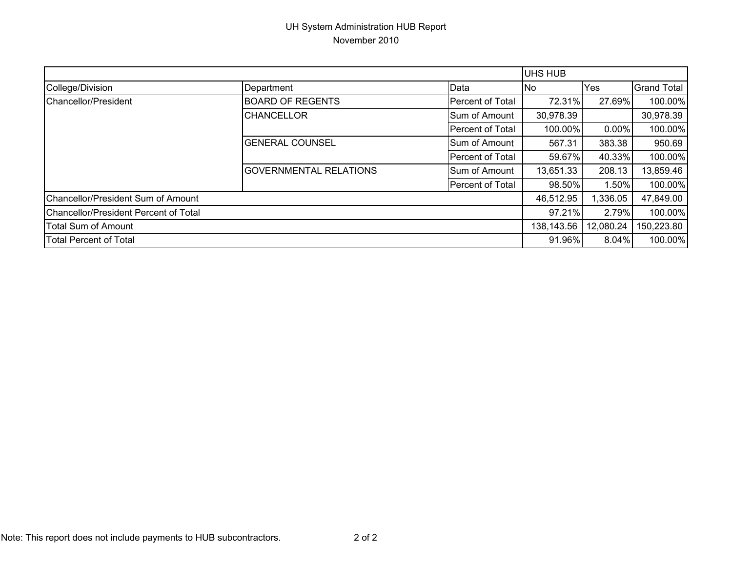UH System Administration HUB Report
November 2010

| | | | UHS HUB | | |
|---|---|---|---|---|---|
| College/Division | Department | Data | No | Yes | Grand Total |
| Chancellor/President | BOARD OF REGENTS | Percent of Total | 72.31% | 27.69% | 100.00% |
| | CHANCELLOR | Sum of Amount | 30,978.39 | | 30,978.39 |
| | | Percent of Total | 100.00% | 0.00% | 100.00% |
| | GENERAL COUNSEL | Sum of Amount | 567.31 | 383.38 | 950.69 |
| | | Percent of Total | 59.67% | 40.33% | 100.00% |
| | GOVERNMENTAL RELATIONS | Sum of Amount | 13,651.33 | 208.13 | 13,859.46 |
| | | Percent of Total | 98.50% | 1.50% | 100.00% |
| Chancellor/President Sum of Amount | | | 46,512.95 | 1,336.05 | 47,849.00 |
| Chancellor/President Percent of Total | | | 97.21% | 2.79% | 100.00% |
| Total Sum of Amount | | | 138,143.56 | 12,080.24 | 150,223.80 |
| Total Percent of Total | | | 91.96% | 8.04% | 100.00% |

Note: This report does not include payments to HUB subcontractors.